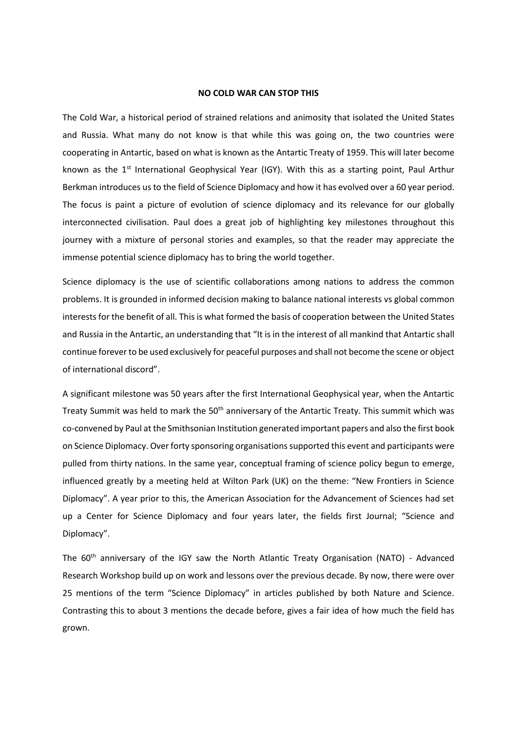**NO COLD WAR CAN STOP THIS**

The Cold War, a historical period of strained relations and animosity that isolated the United States and Russia. What many do not know is that while this was going on, the two countries were cooperating in Antartic, based on what is known as the Antartic Treaty of 1959. This will later become known as the 1st International Geophysical Year (IGY). With this as a starting point, Paul Arthur Berkman introduces us to the field of Science Diplomacy and how it has evolved over a 60 year period. The focus is paint a picture of evolution of science diplomacy and its relevance for our globally interconnected civilisation. Paul does a great job of highlighting key milestones throughout this journey with a mixture of personal stories and examples, so that the reader may appreciate the immense potential science diplomacy has to bring the world together.

Science diplomacy is the use of scientific collaborations among nations to address the common problems. It is grounded in informed decision making to balance national interests vs global common interests for the benefit of all. This is what formed the basis of cooperation between the United States and Russia in the Antartic, an understanding that "It is in the interest of all mankind that Antartic shall continue forever to be used exclusively for peaceful purposes and shall not become the scene or object of international discord".

A significant milestone was 50 years after the first International Geophysical year, when the Antartic Treaty Summit was held to mark the 50th anniversary of the Antartic Treaty. This summit which was co-convened by Paul at the Smithsonian Institution generated important papers and also the first book on Science Diplomacy. Over forty sponsoring organisations supported this event and participants were pulled from thirty nations. In the same year, conceptual framing of science policy begun to emerge, influenced greatly by a meeting held at Wilton Park (UK) on the theme: "New Frontiers in Science Diplomacy". A year prior to this, the American Association for the Advancement of Sciences had set up a Center for Science Diplomacy and four years later, the fields first Journal; "Science and Diplomacy".

The 60th anniversary of the IGY saw the North Atlantic Treaty Organisation (NATO) - Advanced Research Workshop build up on work and lessons over the previous decade. By now, there were over 25 mentions of the term "Science Diplomacy" in articles published by both Nature and Science. Contrasting this to about 3 mentions the decade before, gives a fair idea of how much the field has grown.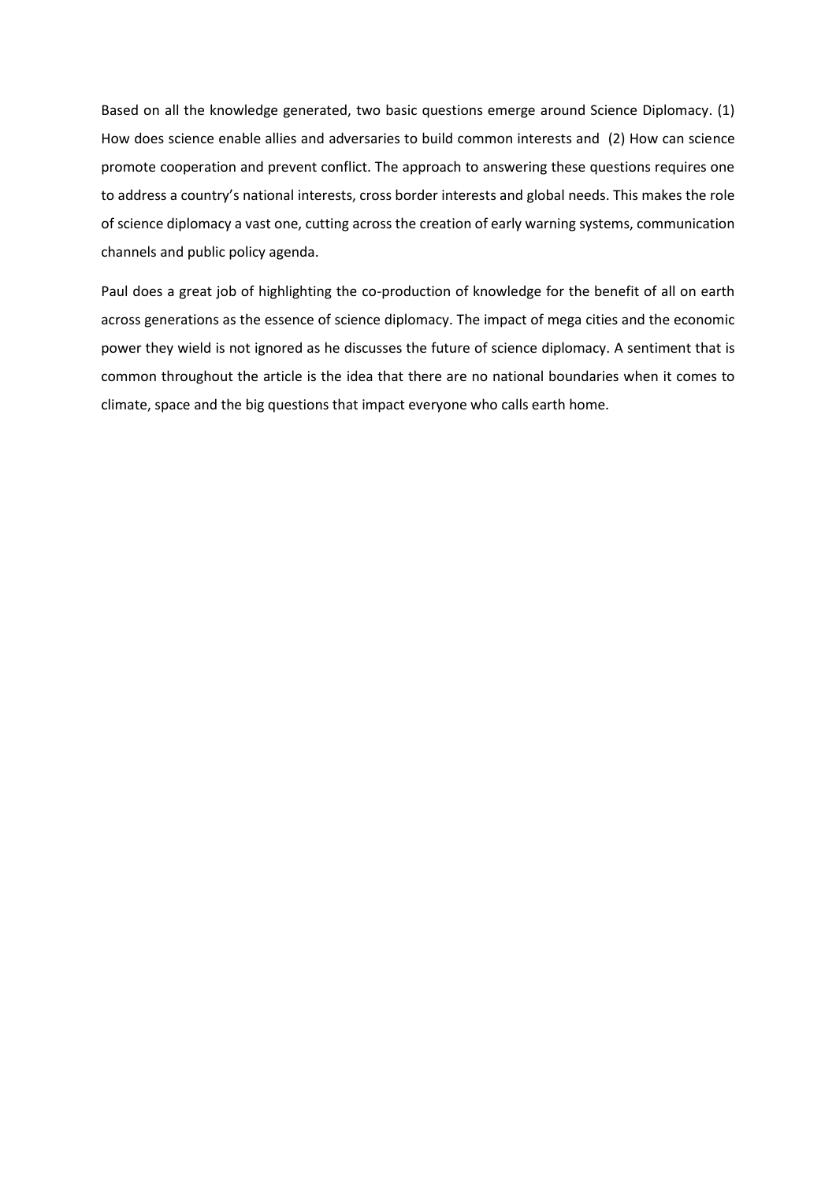Based on all the knowledge generated, two basic questions emerge around Science Diplomacy. (1) How does science enable allies and adversaries to build common interests and (2) How can science promote cooperation and prevent conflict. The approach to answering these questions requires one to address a country's national interests, cross border interests and global needs. This makes the role of science diplomacy a vast one, cutting across the creation of early warning systems, communication channels and public policy agenda.

Paul does a great job of highlighting the co-production of knowledge for the benefit of all on earth across generations as the essence of science diplomacy. The impact of mega cities and the economic power they wield is not ignored as he discusses the future of science diplomacy. A sentiment that is common throughout the article is the idea that there are no national boundaries when it comes to climate, space and the big questions that impact everyone who calls earth home.